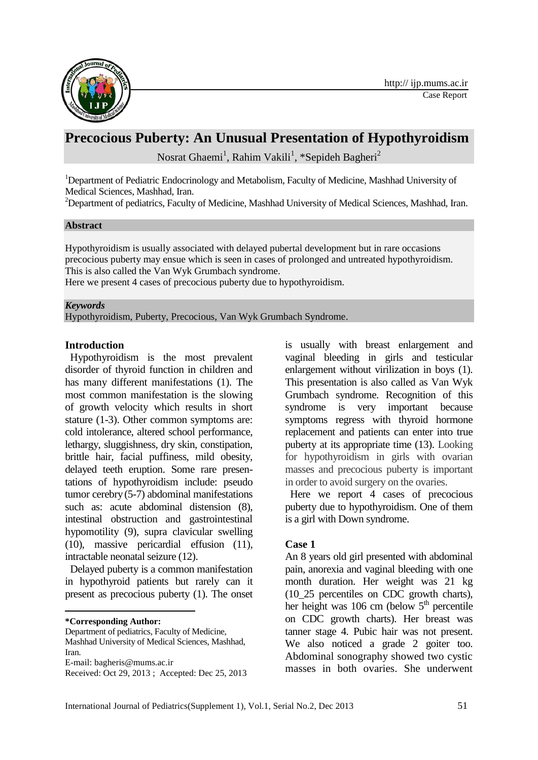# Precocious Puberty: An Unusual Presentation of Hypothyroidism

Nosrat Ghaemi[1], Rahim Vakili[1], *Sepideh Bagheri[2]

[1]Department of Pediatric Endocrinology and Metabolism, Faculty of Medicine, Mashhad University of Medical Sciences, Mashhad, Iran.

[2]Department of pediatrics, Faculty of Medicine, Mashhad University of Medical Sciences, Mashhad, Iran.

### Abstract

Hypothyroidism is usually associated with delayed pubertal development but in rare occasions precocious puberty may ensue which is seen in cases of prolonged and untreated hypothyroidism. This is also called the Van Wyk Grumbach syndrome.

Here we present 4 cases of precocious puberty due to hypothyroidism.

### *Keywords*

Hypothyroidism, Puberty, Precocious, Van Wyk Grumbach Syndrome.

## Introduction

Hypothyroidism is the most prevalent disorder of thyroid function in children and has many different manifestations (1). The most common manifestation is the slowing of growth velocity which results in short stature (1-3). Other common symptoms are: cold intolerance, altered school performance, lethargy, sluggishness, dry skin, constipation, brittle hair, facial puffiness, mild obesity, delayed teeth eruption. Some rare presentations of hypothyroidism include: pseudo tumor cerebry (5-7) abdominal manifestations such as: acute abdominal distension (8), intestinal obstruction and gastrointestinal hypomotility (9), supra clavicular swelling (10), massive pericardial effusion (11), intractable neonatal seizure (12).

Delayed puberty is a common manifestation in hypothyroid patients but rarely can it present as precocious puberty (1). The onset is usually with breast enlargement and vaginal bleeding in girls and testicular enlargement without virilization in boys (1). This presentation is also called as Van Wyk Grumbach syndrome. Recognition of this syndrome is very important because symptoms regress with thyroid hormone replacement and patients can enter into true puberty at its appropriate time (13). Looking for hypothyroidism in girls with ovarian masses and precocious puberty is important in order to avoid surgery on the ovaries.

Here we report 4 cases of precocious puberty due to hypothyroidism. One of them is a girl with Down syndrome.

## Case 1

An 8 years old girl presented with abdominal pain, anorexia and vaginal bleeding with one month duration. Her weight was 21 kg (10_25 percentiles on CDC growth charts), her height was 106 cm (below 5th percentile on CDC growth charts). Her breast was tanner stage 4. Pubic hair was not present. We also noticed a grade 2 goiter too. Abdominal sonography showed two cystic masses in both ovaries. She underwent

---

**\*Corresponding Author:**

Department of pediatrics, Faculty of Medicine, Mashhad University of Medical Sciences, Mashhad, Iran.

E-mail: bagheris@mums.ac.ir

Received: Oct 29, 2013 ; Accepted: Dec 25, 2013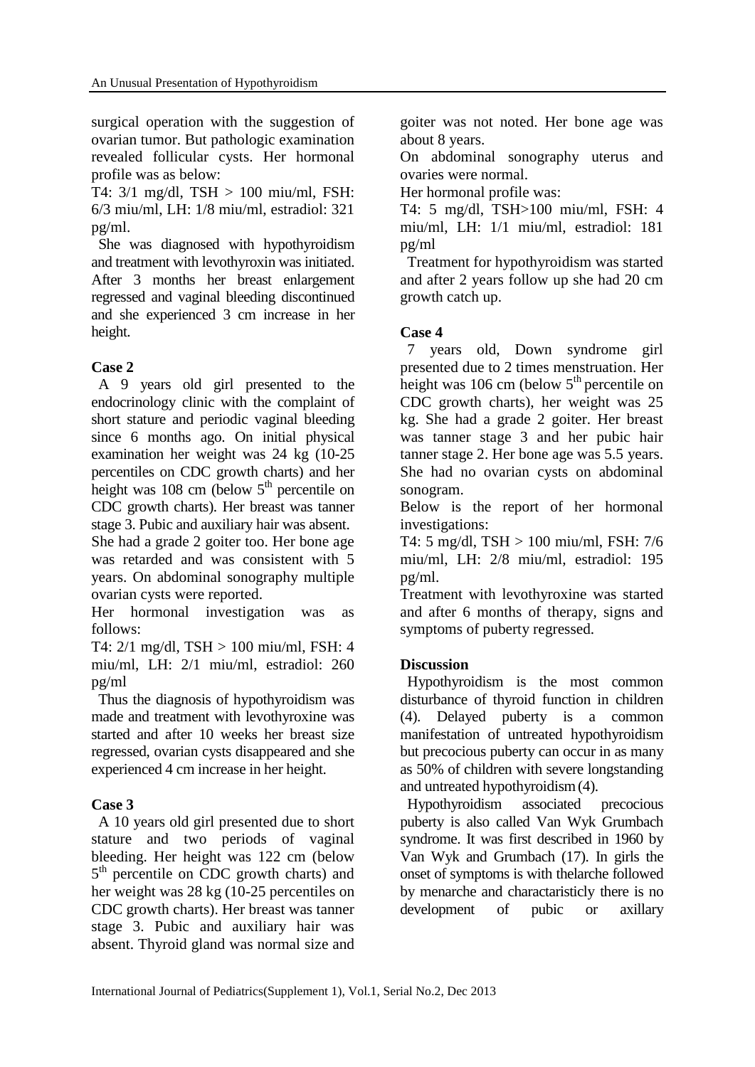surgical operation with the suggestion of ovarian tumor. But pathologic examination revealed follicular cysts. Her hormonal profile was as below:

T4: 3/1 mg/dl, TSH > 100 miu/ml, FSH: 6/3 miu/ml, LH: 1/8 miu/ml, estradiol: 321 pg/ml.

She was diagnosed with hypothyroidism and treatment with levothyroxin was initiated. After 3 months her breast enlargement regressed and vaginal bleeding discontinued and she experienced 3 cm increase in her height.

### Case 2

A 9 years old girl presented to the endocrinology clinic with the complaint of short stature and periodic vaginal bleeding since 6 months ago. On initial physical examination her weight was 24 kg (10-25 percentiles on CDC growth charts) and her height was 108 cm (below 5th percentile on CDC growth charts). Her breast was tanner stage 3. Pubic and auxiliary hair was absent. She had a grade 2 goiter too. Her bone age was retarded and was consistent with 5 years. On abdominal sonography multiple ovarian cysts were reported.

Her hormonal investigation was as follows:

T4: 2/1 mg/dl, TSH > 100 miu/ml, FSH: 4 miu/ml, LH: 2/1 miu/ml, estradiol: 260 pg/ml

Thus the diagnosis of hypothyroidism was made and treatment with levothyroxine was started and after 10 weeks her breast size regressed, ovarian cysts disappeared and she experienced 4 cm increase in her height.

### Case 3

A 10 years old girl presented due to short stature and two periods of vaginal bleeding. Her height was 122 cm (below 5th percentile on CDC growth charts) and her weight was 28 kg (10-25 percentiles on CDC growth charts). Her breast was tanner stage 3. Pubic and auxiliary hair was absent. Thyroid gland was normal size and goiter was not noted. Her bone age was about 8 years.

On abdominal sonography uterus and ovaries were normal.

Her hormonal profile was:

T4: 5 mg/dl, TSH>100 miu/ml, FSH: 4 miu/ml, LH: 1/1 miu/ml, estradiol: 181 pg/ml

Treatment for hypothyroidism was started and after 2 years follow up she had 20 cm growth catch up.

### Case 4

7 years old, Down syndrome girl presented due to 2 times menstruation. Her height was 106 cm (below 5th percentile on CDC growth charts), her weight was 25 kg. She had a grade 2 goiter. Her breast was tanner stage 3 and her pubic hair tanner stage 2. Her bone age was 5.5 years. She had no ovarian cysts on abdominal sonogram.

Below is the report of her hormonal investigations:

T4: 5 mg/dl, TSH > 100 miu/ml, FSH: 7/6 miu/ml, LH: 2/8 miu/ml, estradiol: 195 pg/ml.

Treatment with levothyroxine was started and after 6 months of therapy, signs and symptoms of puberty regressed.

## Discussion

Hypothyroidism is the most common disturbance of thyroid function in children (4). Delayed puberty is a common manifestation of untreated hypothyroidism but precocious puberty can occur in as many as 50% of children with severe longstanding and untreated hypothyroidism (4).

Hypothyroidism associated precocious puberty is also called Van Wyk Grumbach syndrome. It was first described in 1960 by Van Wyk and Grumbach (17). In girls the onset of symptoms is with thelarche followed by menarche and charactaristicly there is no development of pubic or axillary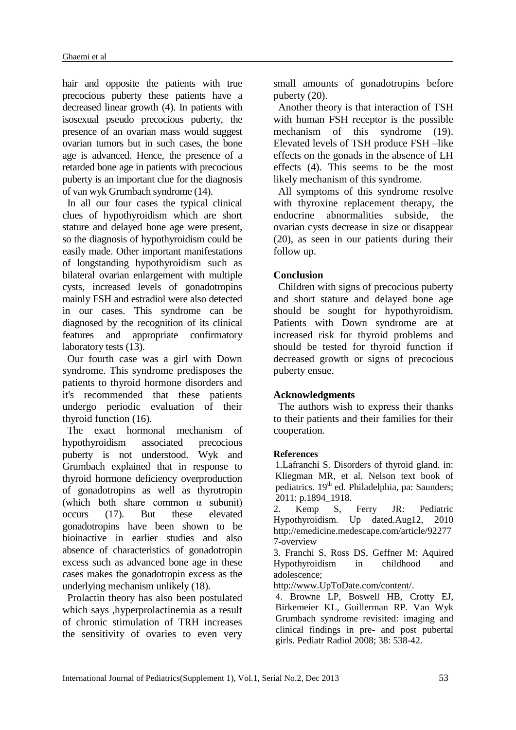hair and opposite the patients with true precocious puberty these patients have a decreased linear growth (4). In patients with isosexual pseudo precocious puberty, the presence of an ovarian mass would suggest ovarian tumors but in such cases, the bone age is advanced. Hence, the presence of a retarded bone age in patients with precocious puberty is an important clue for the diagnosis of van wyk Grumbach syndrome (14).

In all our four cases the typical clinical clues of hypothyroidism which are short stature and delayed bone age were present, so the diagnosis of hypothyroidism could be easily made. Other important manifestations of longstanding hypothyroidism such as bilateral ovarian enlargement with multiple cysts, increased levels of gonadotropins mainly FSH and estradiol were also detected in our cases. This syndrome can be diagnosed by the recognition of its clinical features and appropriate confirmatory laboratory tests (13).

Our fourth case was a girl with Down syndrome. This syndrome predisposes the patients to thyroid hormone disorders and it's recommended that these patients undergo periodic evaluation of their thyroid function (16).

The exact hormonal mechanism of hypothyroidism associated precocious puberty is not understood. Wyk and Grumbach explained that in response to thyroid hormone deficiency overproduction of gonadotropins as well as thyrotropin (which both share common α subunit) occurs (17). But these elevated gonadotropins have been shown to be bioinactive in earlier studies and also absence of characteristics of gonadotropin excess such as advanced bone age in these cases makes the gonadotropin excess as the underlying mechanism unlikely (18).

Prolactin theory has also been postulated which says ,hyperprolactinemia as a result of chronic stimulation of TRH increases the sensitivity of ovaries to even very small amounts of gonadotropins before puberty (20).

Another theory is that interaction of TSH with human FSH receptor is the possible mechanism of this syndrome (19). Elevated levels of TSH produce FSH –like effects on the gonads in the absence of LH effects (4). This seems to be the most likely mechanism of this syndrome.

All symptoms of this syndrome resolve with thyroxine replacement therapy, the endocrine abnormalities subside, the ovarian cysts decrease in size or disappear (20), as seen in our patients during their follow up.

## Conclusion

Children with signs of precocious puberty and short stature and delayed bone age should be sought for hypothyroidism. Patients with Down syndrome are at increased risk for thyroid problems and should be tested for thyroid function if decreased growth or signs of precocious puberty ensue.

## Acknowledgments

The authors wish to express their thanks to their patients and their families for their cooperation.

## References

1.Lafranchi S. Disorders of thyroid gland. in: Kliegman MR, et al. Nelson text book of pediatrics. 19th ed. Philadelphia, pa: Saunders; 2011: p.1894_1918.

2. Kemp S, Ferry JR: Pediatric Hypothyroidism. Up dated.Aug12, 2010 http://emedicine.medescape.com/article/922777-overview

3. Franchi S, Ross DS, Geffner M: Aquired Hypothyroidism in childhood and adolescence; http://www.UpToDate.com/content/.

4. Browne LP, Boswell HB, Crotty EJ, Birkemeier KL, Guillerman RP. Van Wyk Grumbach syndrome revisited: imaging and clinical findings in pre- and post pubertal girls. Pediatr Radiol 2008; 38: 538-42.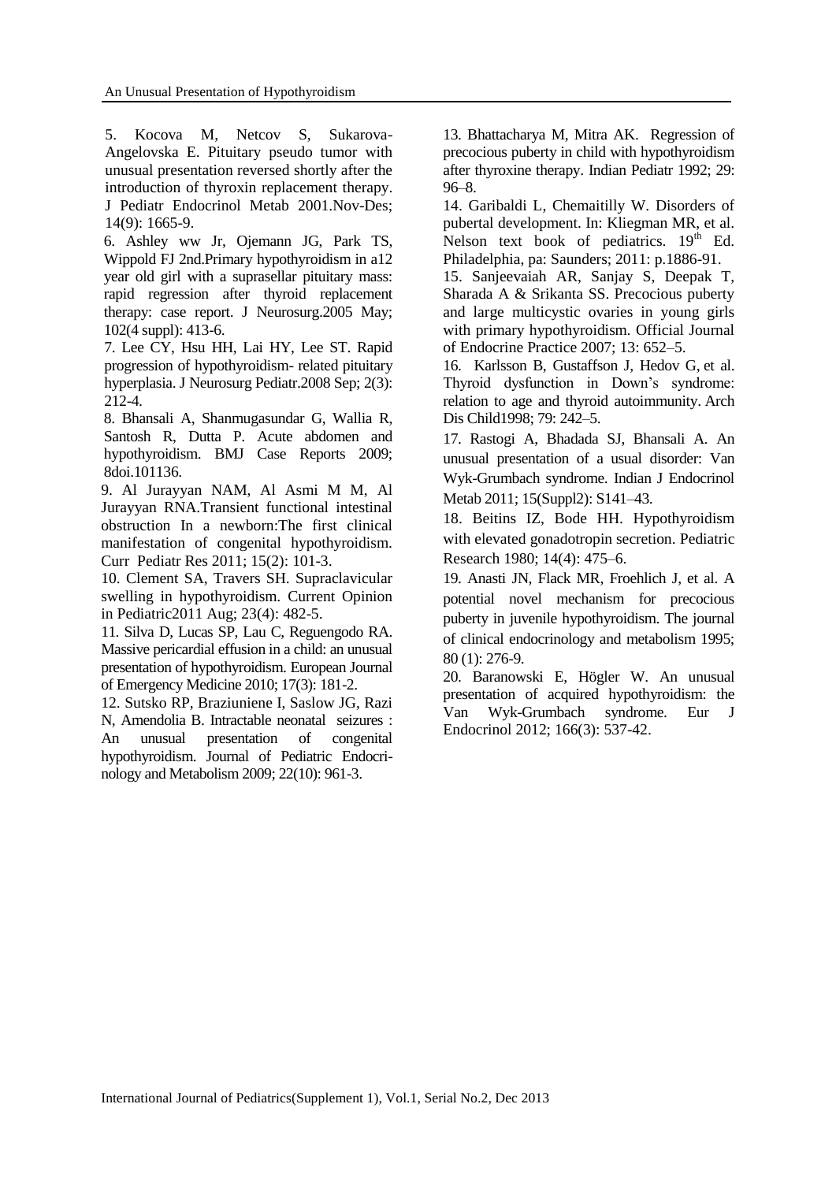5. Kocova M, Netcov S, Sukarova-Angelovska E. Pituitary pseudo tumor with unusual presentation reversed shortly after the introduction of thyroxin replacement therapy. J Pediatr Endocrinol Metab 2001.Nov-Des; 14(9): 1665-9.

6. Ashley ww Jr, Ojemann JG, Park TS, Wippold FJ 2nd.Primary hypothyroidism in a12 year old girl with a suprasellar pituitary mass: rapid regression after thyroid replacement therapy: case report. J Neurosurg.2005 May; 102(4 suppl): 413-6.

7. Lee CY, Hsu HH, Lai HY, Lee ST. Rapid progression of hypothyroidism- related pituitary hyperplasia. J Neurosurg Pediatr.2008 Sep; 2(3): 212-4.

8. Bhansali A, Shanmugasundar G, Wallia R, Santosh R, Dutta P. Acute abdomen and hypothyroidism. BMJ Case Reports 2009; 8doi.101136.

9. Al Jurayyan NAM, Al Asmi M M, Al Jurayyan RNA.Transient functional intestinal obstruction In a newborn:The first clinical manifestation of congenital hypothyroidism. Curr Pediatr Res 2011; 15(2): 101-3.

10. Clement SA, Travers SH. Supraclavicular swelling in hypothyroidism. Current Opinion in Pediatric2011 Aug; 23(4): 482-5.

11. Silva D, Lucas SP, Lau C, Reguengodo RA. Massive pericardial effusion in a child: an unusual presentation of hypothyroidism. European Journal of Emergency Medicine 2010; 17(3): 181-2.

12. Sutsko RP, Braziuniene I, Saslow JG, Razi N, Amendolia B. Intractable neonatal seizures : An unusual presentation of congenital hypothyroidism. Journal of Pediatric Endocrinology and Metabolism 2009; 22(10): 961-3.

13. Bhattacharya M, Mitra AK. Regression of precocious puberty in child with hypothyroidism after thyroxine therapy. Indian Pediatr 1992; 29: 96–8.

14. Garibaldi L, Chemaitilly W. Disorders of pubertal development. In: Kliegman MR, et al. Nelson text book of pediatrics. 19th Ed. Philadelphia, pa: Saunders; 2011: p.1886-91.

15. Sanjeevaiah AR, Sanjay S, Deepak T, Sharada A & Srikanta SS. Precocious puberty and large multicystic ovaries in young girls with primary hypothyroidism. Official Journal of Endocrine Practice 2007; 13: 652–5.

16. Karlsson B, Gustaffson J, Hedov G, et al. Thyroid dysfunction in Down's syndrome: relation to age and thyroid autoimmunity. Arch Dis Child1998; 79: 242–5.

17. Rastogi A, Bhadada SJ, Bhansali A. An unusual presentation of a usual disorder: Van Wyk-Grumbach syndrome. Indian J Endocrinol Metab 2011; 15(Suppl2): S141–43.

18. Beitins IZ, Bode HH. Hypothyroidism with elevated gonadotropin secretion. Pediatric Research 1980; 14(4): 475–6.

19. Anasti JN, Flack MR, Froehlich J, et al. A potential novel mechanism for precocious puberty in juvenile hypothyroidism. The journal of clinical endocrinology and metabolism 1995; 80 (1): 276-9.

20. Baranowski E, Högler W. An unusual presentation of acquired hypothyroidism: the Van Wyk-Grumbach syndrome. Eur J Endocrinol 2012; 166(3): 537-42.